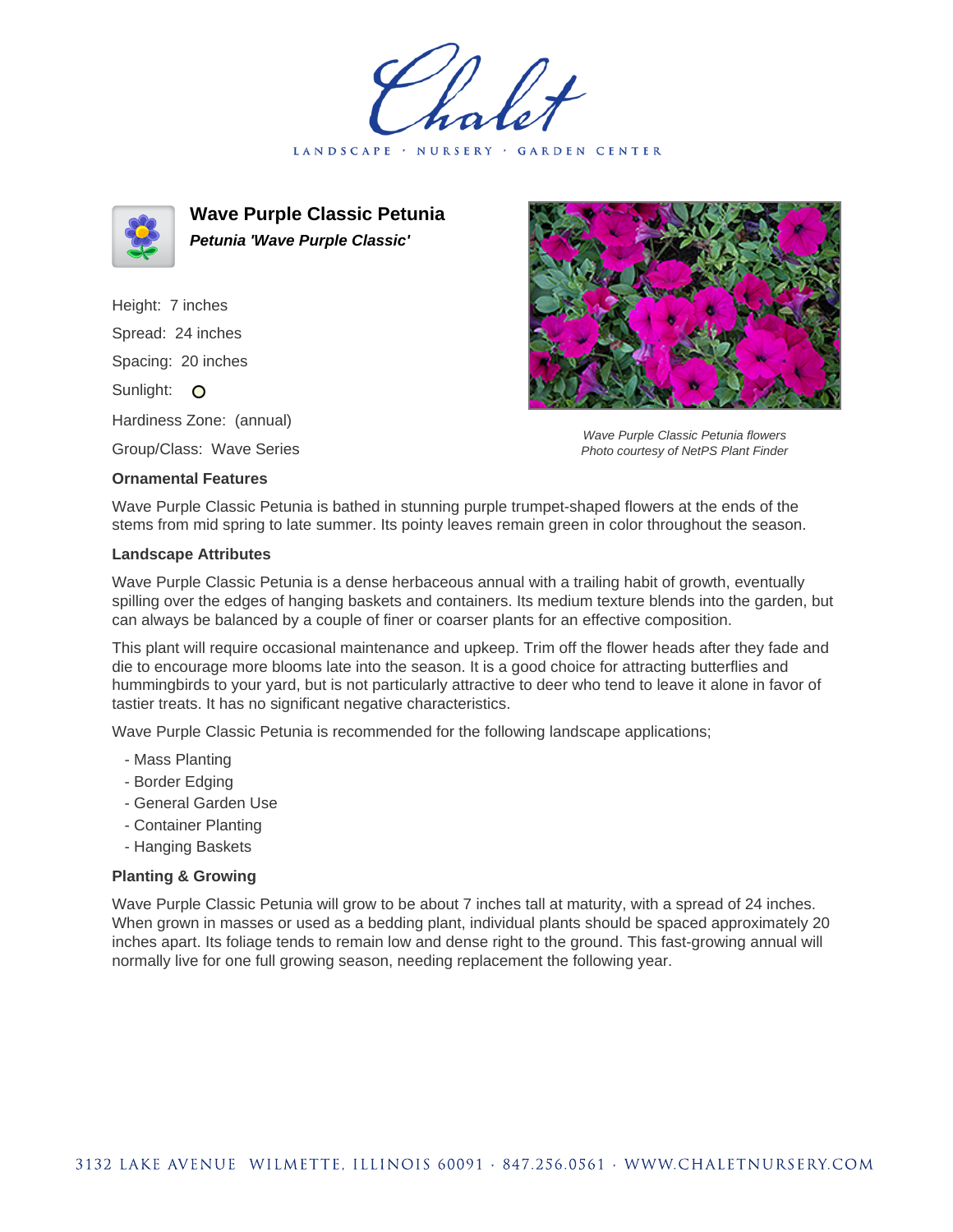Chalet

LANDSCAPE · NURSERY · GARDEN CENTER

# Wave Purple Classic Petunia

***Petunia 'Wave Purple Classic'***

Height: 7 inches

Spread: 24 inches

Spacing: 20 inches

Sunlight: O

Hardiness Zone: (annual)

Group/Class: Wave Series

*Wave Purple Classic Petunia flowers*
*Photo courtesy of NetPS Plant Finder*

### Ornamental Features

Wave Purple Classic Petunia is bathed in stunning purple trumpet-shaped flowers at the ends of the stems from mid spring to late summer. Its pointy leaves remain green in color throughout the season.

### Landscape Attributes

Wave Purple Classic Petunia is a dense herbaceous annual with a trailing habit of growth, eventually spilling over the edges of hanging baskets and containers. Its medium texture blends into the garden, but can always be balanced by a couple of finer or coarser plants for an effective composition.

This plant will require occasional maintenance and upkeep. Trim off the flower heads after they fade and die to encourage more blooms late into the season. It is a good choice for attracting butterflies and hummingbirds to your yard, but is not particularly attractive to deer who tend to leave it alone in favor of tastier treats. It has no significant negative characteristics.

Wave Purple Classic Petunia is recommended for the following landscape applications;

- Mass Planting
- Border Edging
- General Garden Use
- Container Planting
- Hanging Baskets

### Planting & Growing

Wave Purple Classic Petunia will grow to be about 7 inches tall at maturity, with a spread of 24 inches. When grown in masses or used as a bedding plant, individual plants should be spaced approximately 20 inches apart. Its foliage tends to remain low and dense right to the ground. This fast-growing annual will normally live for one full growing season, needing replacement the following year.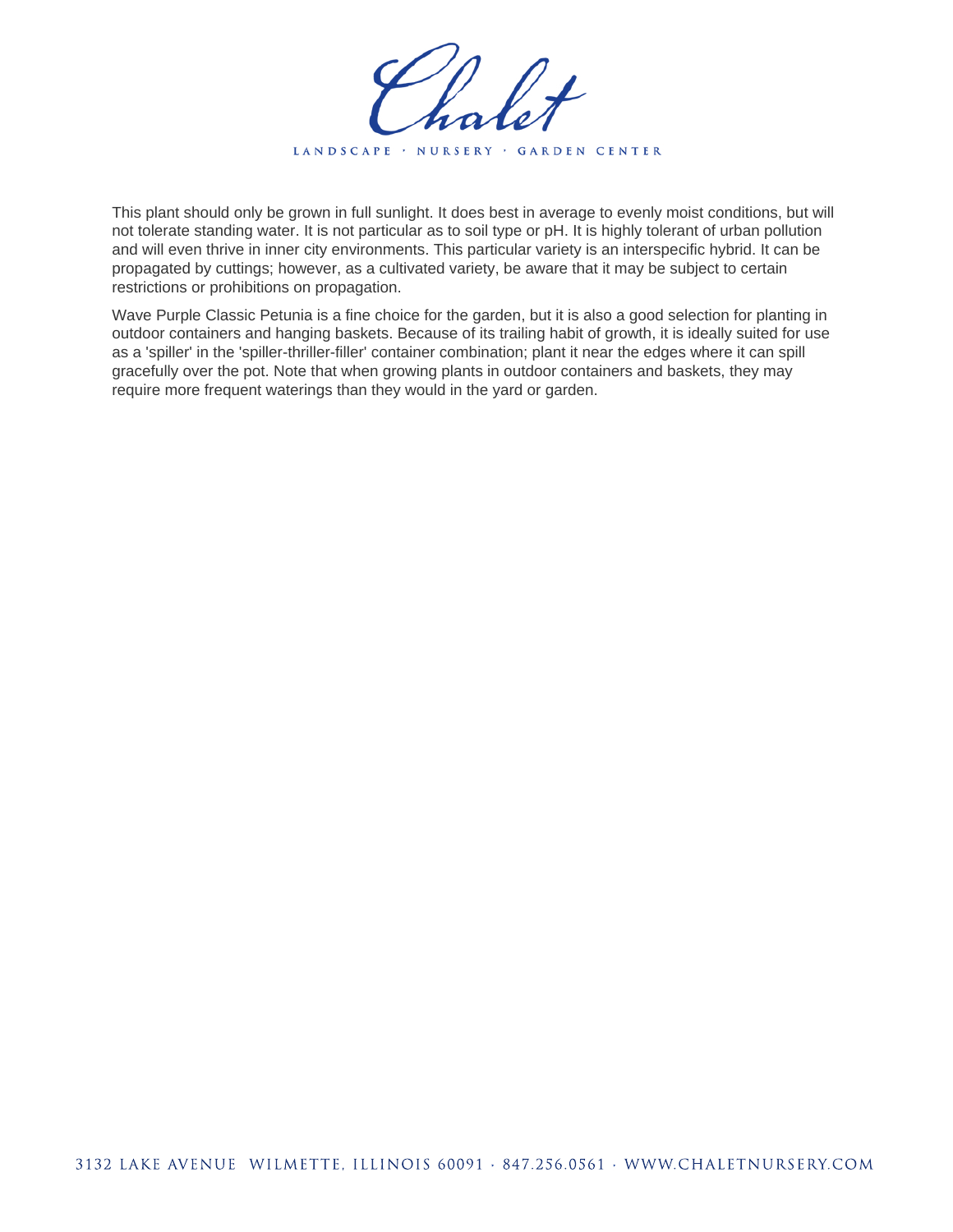This plant should only be grown in full sunlight. It does best in average to evenly moist conditions, but will not tolerate standing water. It is not particular as to soil type or pH. It is highly tolerant of urban pollution and will even thrive in inner city environments. This particular variety is an interspecific hybrid. It can be propagated by cuttings; however, as a cultivated variety, be aware that it may be subject to certain restrictions or prohibitions on propagation.

Wave Purple Classic Petunia is a fine choice for the garden, but it is also a good selection for planting in outdoor containers and hanging baskets. Because of its trailing habit of growth, it is ideally suited for use as a 'spiller' in the 'spiller-thriller-filler' container combination; plant it near the edges where it can spill gracefully over the pot. Note that when growing plants in outdoor containers and baskets, they may require more frequent waterings than they would in the yard or garden.